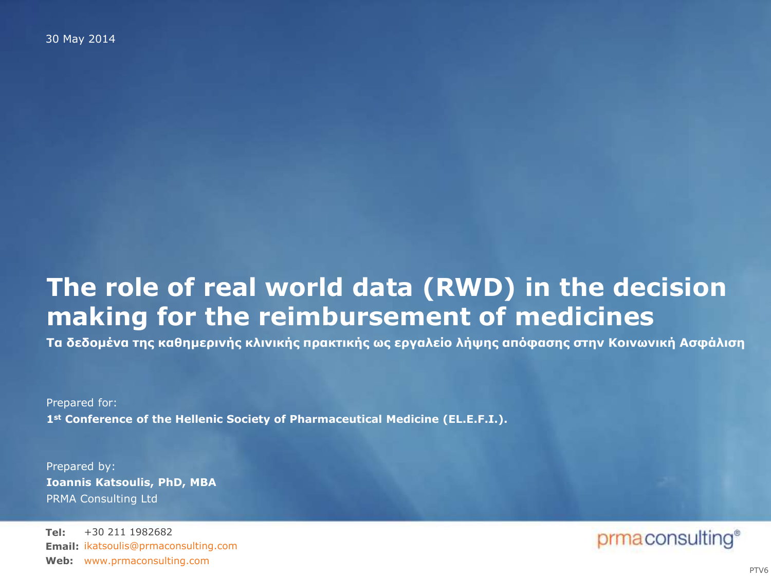30 May 2014

# The role of real world data (RWD) in the decision making for the reimbursement of medicines

**Τα δεδομένα της καθημερινής κλινικής πρακτικής ως εργαλείο λήψης απόφασης στην Κοινωνική Ασφάλιση**

Prepared for:

**1st Conference of the Hellenic Society of Pharmaceutical Medicine (EL.E.F.I.).**

Prepared by:

**Ioannis Katsoulis, PhD, MBA**

PRMA Consulting Ltd

**Tel:** +30 211 1982682

**Email:** ikatsoulis@prmaconsulting.com

**Web:** www.prmaconsulting.com

prmaconsulting®

PTV6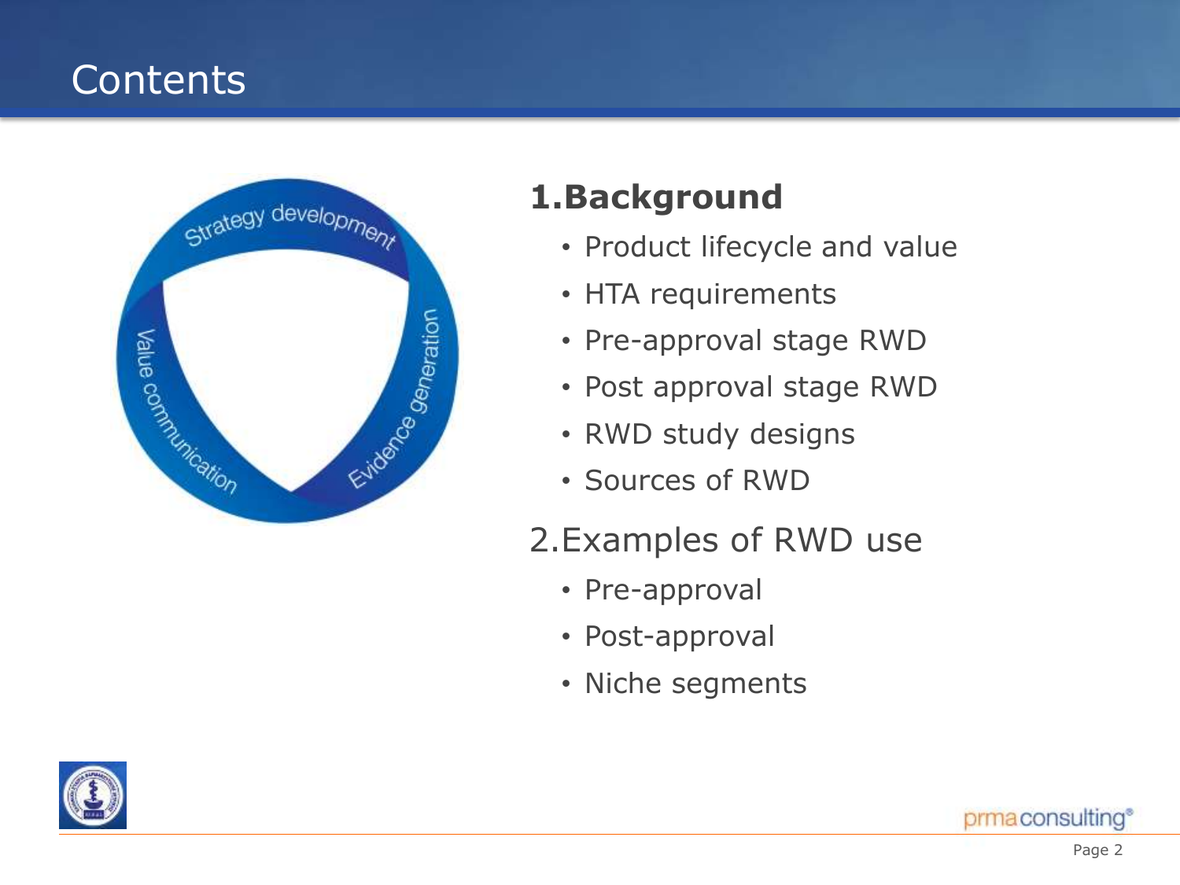# Contents

Strategy development

Evidence generation

Value communication

## 1. Background

- Product lifecycle and value
- HTA requirements
- Pre-approval stage RWD
- Post approval stage RWD
- RWD study designs
- Sources of RWD

## 2. Examples of RWD use

- Pre-approval
- Post-approval
- Niche segments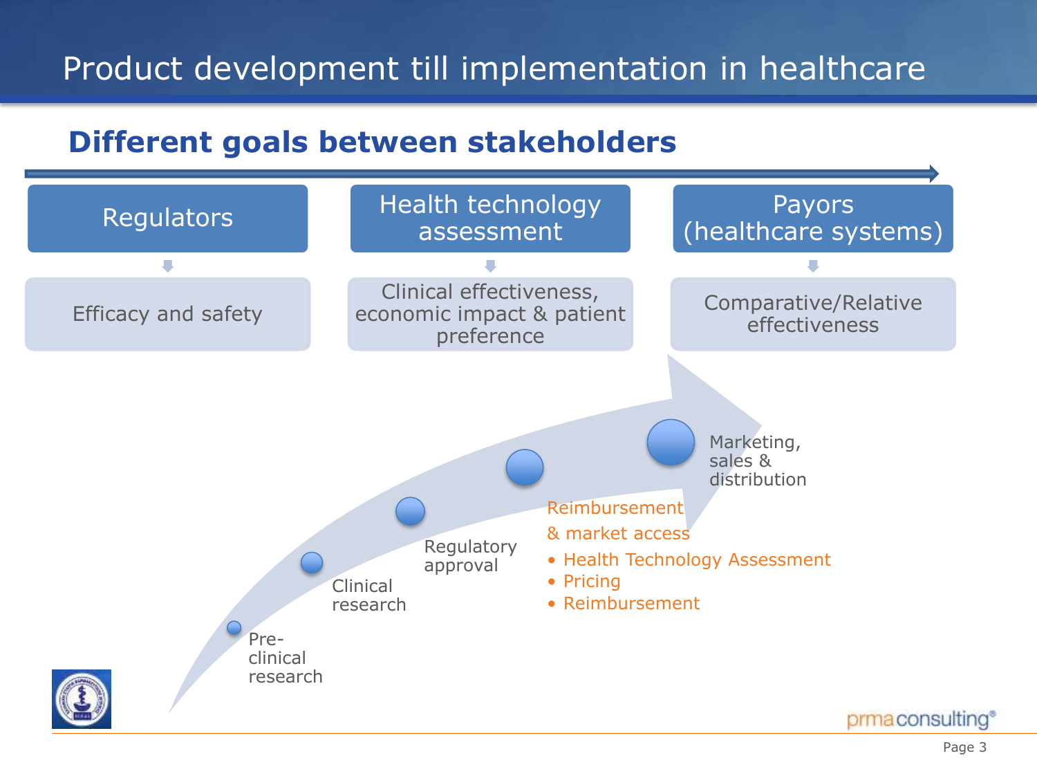# Product development till implementation in healthcare

## Different goals between stakeholders

| Regulators | Health technology assessment | Payors (healthcare systems) |
| --- | --- | --- |
| Efficacy and safety | Clinical effectiveness, economic impact & patient preference | Comparative/Relative effectiveness |

- Pre-clinical research
- Clinical research
- Regulatory approval
- Reimbursement & market access
  - Health Technology Assessment
  - Pricing
  - Reimbursement
- Marketing, sales & distribution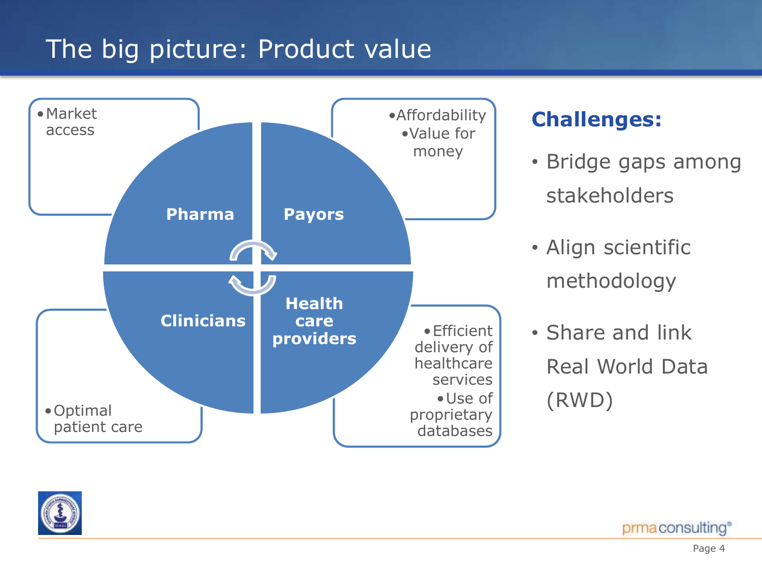# The big picture: Product value

**Pharma**
- Market access

**Payors**
- Affordability
- Value for money

**Clinicians**
- Optimal patient care

**Health care providers**
- Efficient delivery of healthcare services
- Use of proprietary databases

## Challenges:

- Bridge gaps among stakeholders
- Align scientific methodology
- Share and link Real World Data (RWD)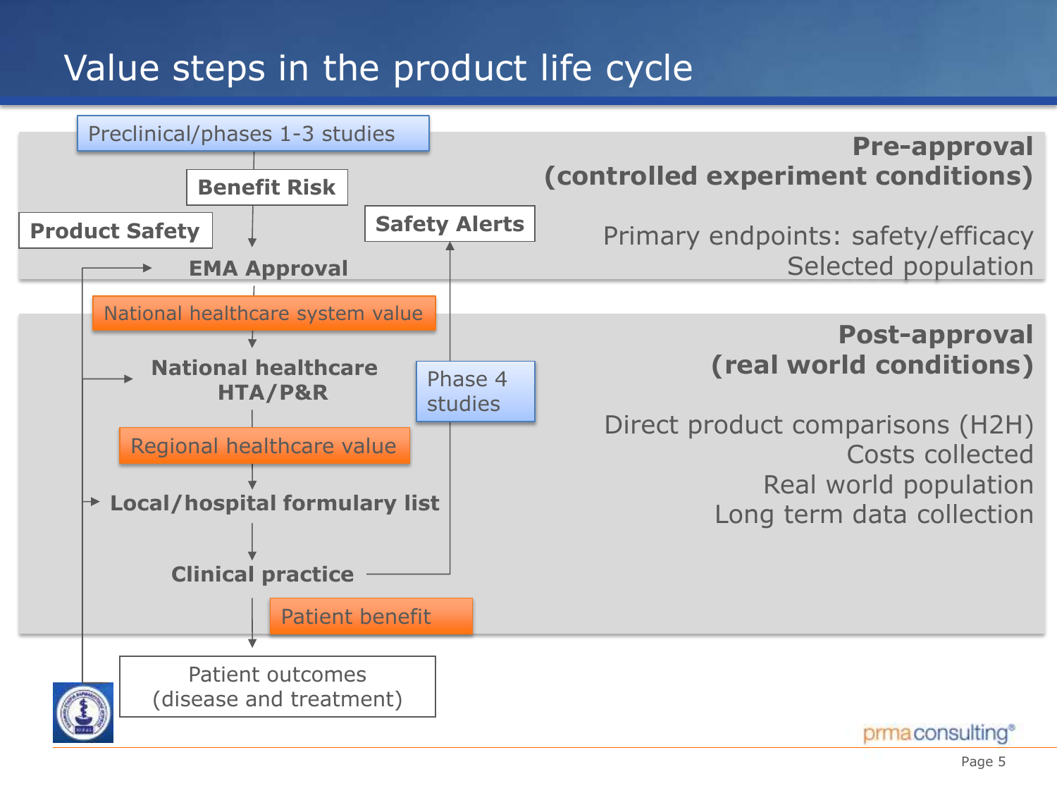# Value steps in the product life cycle

Preclinical/phases 1-3 studies

**Benefit Risk**

**Product Safety**

**Safety Alerts**

**EMA Approval**

National healthcare system value

**National healthcare HTA/P&R**

Phase 4 studies

Regional healthcare value

**Local/hospital formulary list**

**Clinical practice**

Patient benefit

Patient outcomes (disease and treatment)

**Pre-approval (controlled experiment conditions)**

Primary endpoints: safety/efficacy
Selected population

**Post-approval (real world conditions)**

Direct product comparisons (H2H)
Costs collected
Real world population
Long term data collection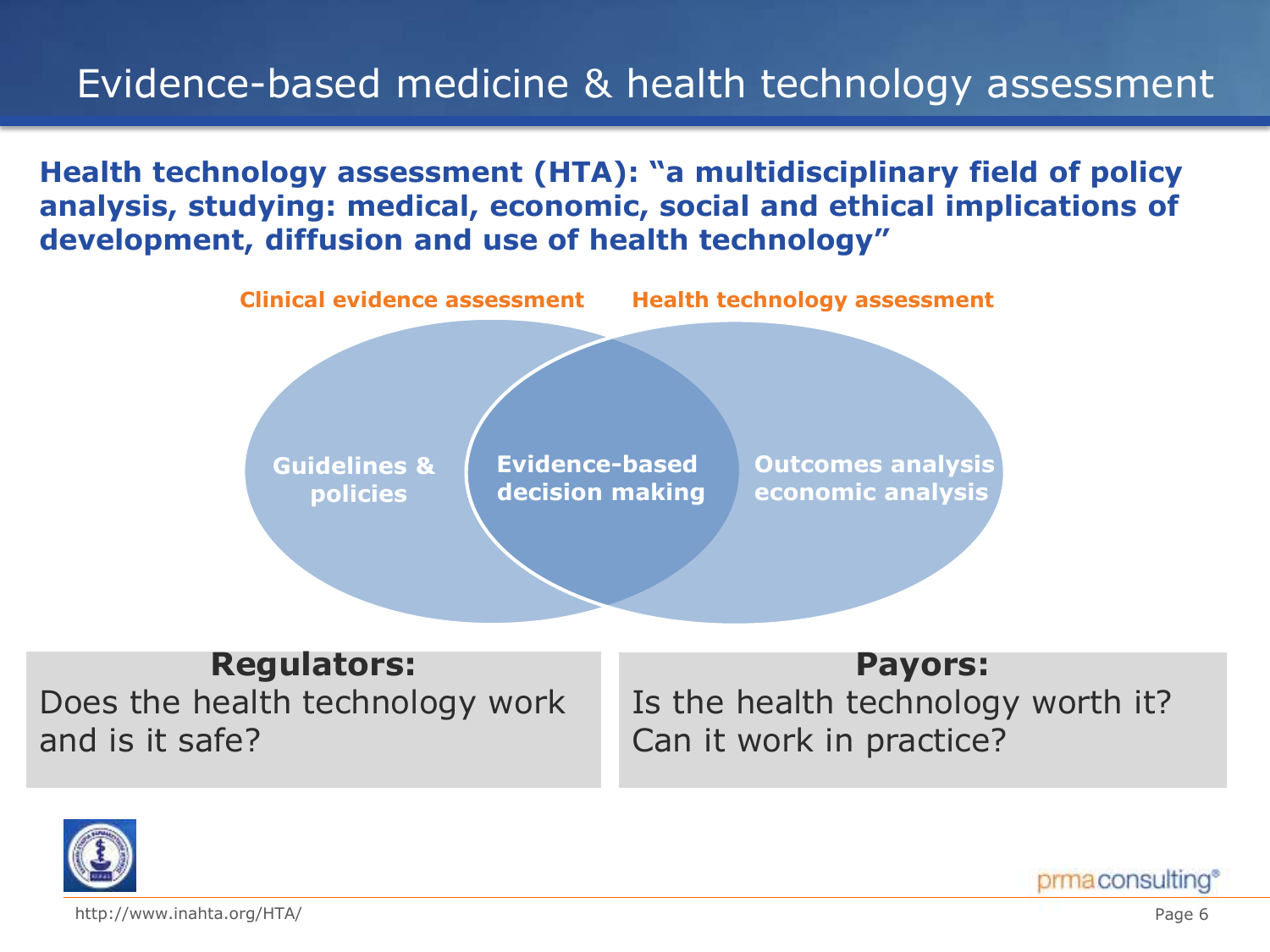# Evidence-based medicine & health technology assessment

**Health technology assessment (HTA): "a multidisciplinary field of policy analysis, studying: medical, economic, social and ethical implications of development, diffusion and use of health technology"**

**Clinical evidence assessment** | **Health technology assessment**

- **Guidelines & policies**
- **Evidence-based decision making**
- **Outcomes analysis economic analysis**

**Regulators:**
Does the health technology work and is it safe?

**Payors:**
Is the health technology worth it? Can it work in practice?

http://www.inahta.org/HTA/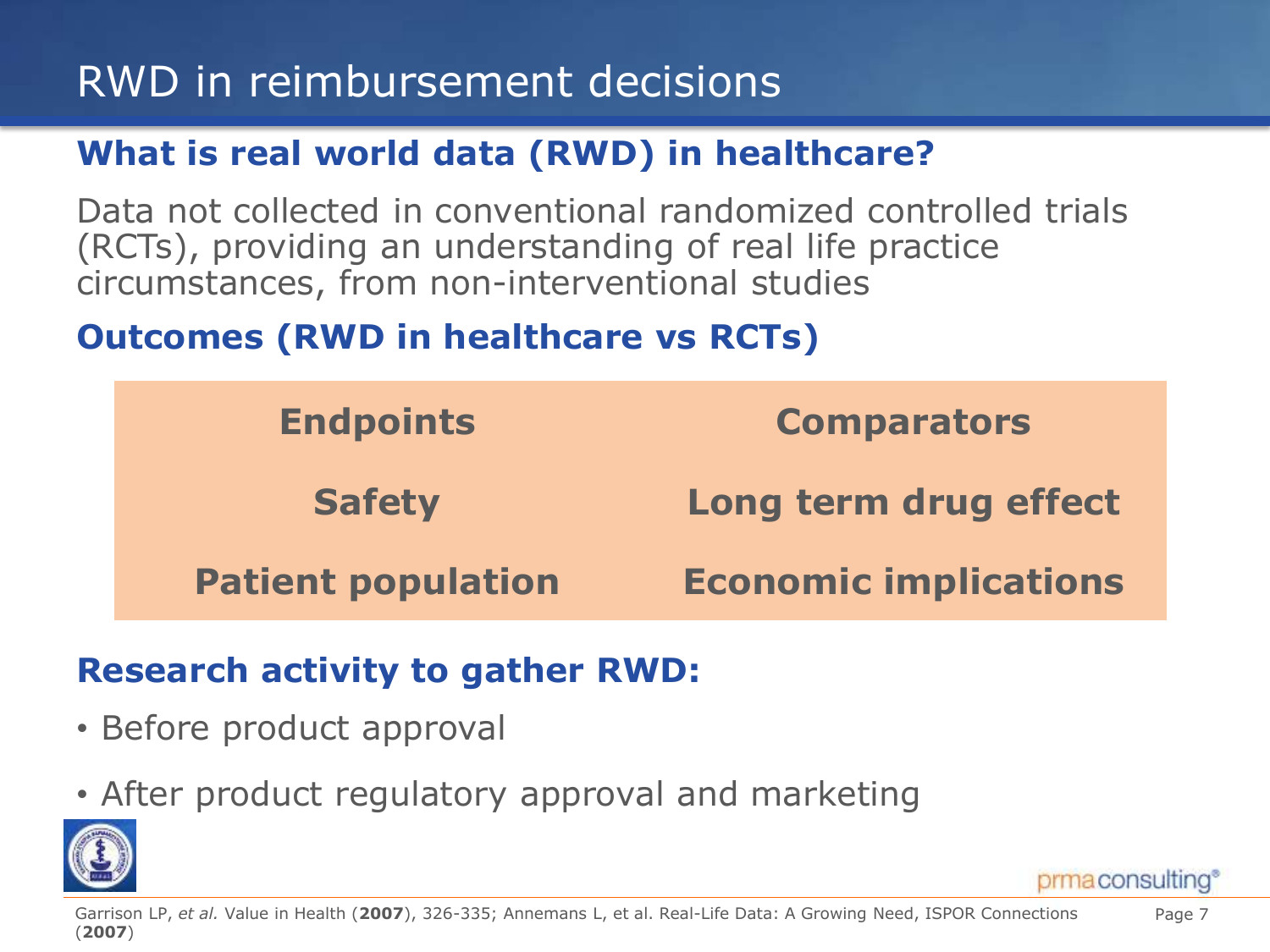# RWD in reimbursement decisions

## What is real world data (RWD) in healthcare?

Data not collected in conventional randomized controlled trials (RCTs), providing an understanding of real life practice circumstances, from non-interventional studies

## Outcomes (RWD in healthcare vs RCTs)

| | |
|---|---|
| **Endpoints** | **Comparators** |
| **Safety** | **Long term drug effect** |
| **Patient population** | **Economic implications** |

## Research activity to gather RWD:

- Before product approval
- After product regulatory approval and marketing

Garrison LP, *et al.* Value in Health (**2007**), 326-335; Annemans L, et al. Real-Life Data: A Growing Need, ISPOR Connections (**2007**)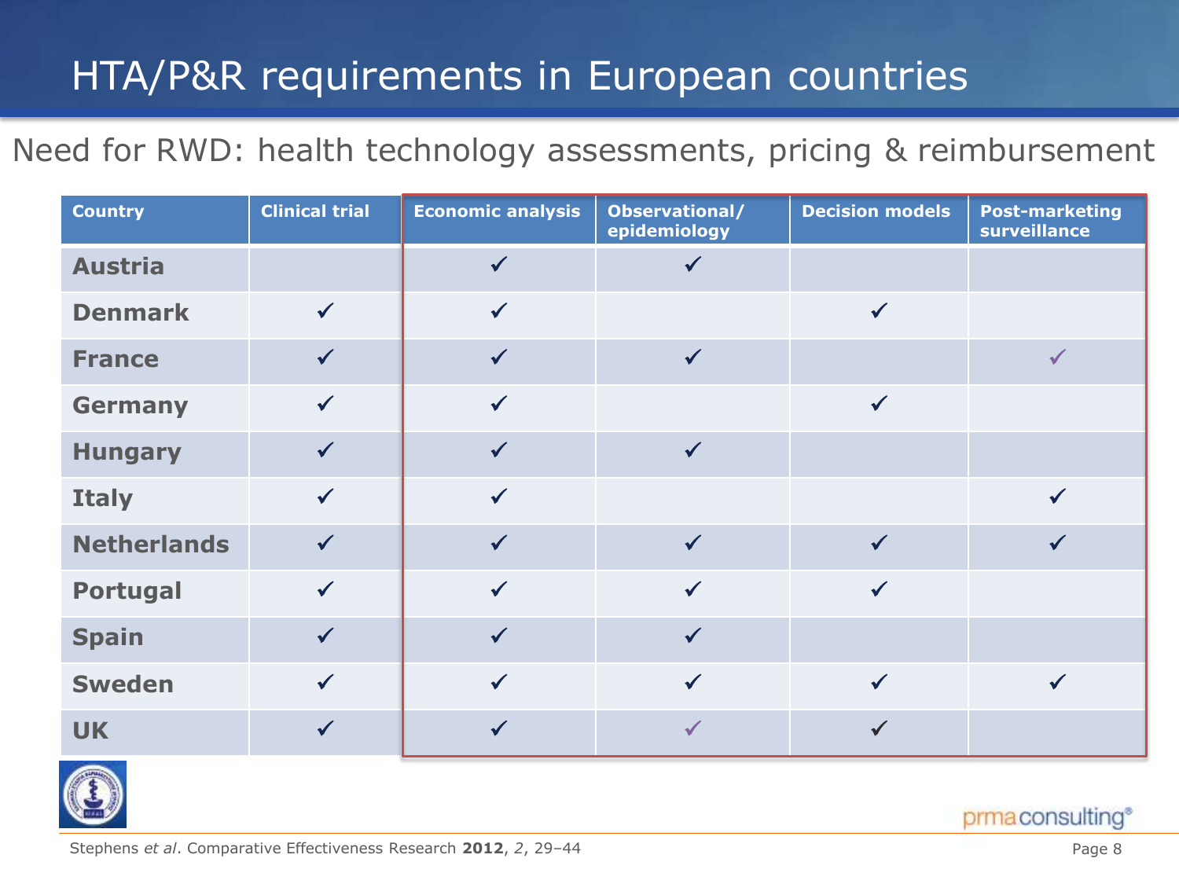# HTA/P&R requirements in European countries

## Need for RWD: health technology assessments, pricing & reimbursement

| Country | Clinical trial | Economic analysis | Observational/ epidemiology | Decision models | Post-marketing surveillance |
|---|---|---|---|---|---|
| Austria | | ✓ | ✓ | | |
| Denmark | ✓ | ✓ | | ✓ | |
| France | ✓ | ✓ | ✓ | | ✓ |
| Germany | ✓ | ✓ | | ✓ | |
| Hungary | ✓ | ✓ | ✓ | | |
| Italy | ✓ | ✓ | | | ✓ |
| Netherlands | ✓ | ✓ | ✓ | ✓ | ✓ |
| Portugal | ✓ | ✓ | ✓ | ✓ | |
| Spain | ✓ | ✓ | ✓ | | |
| Sweden | ✓ | ✓ | ✓ | ✓ | ✓ |
| UK | ✓ | ✓ | ✓ | ✓ | |

Stephens *et al*. Comparative Effectiveness Research **2012**, *2*, 29–44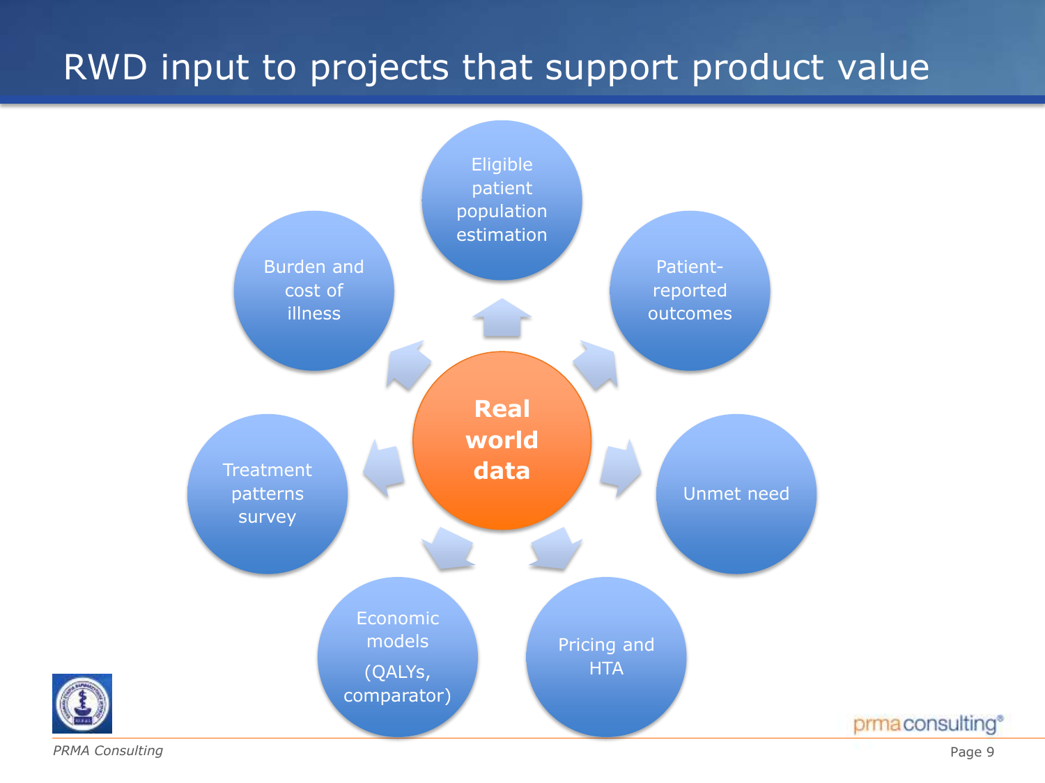# RWD input to projects that support product value

**Real world data**

- Eligible patient population estimation
- Patient-reported outcomes
- Unmet need
- Pricing and HTA
- Economic models (QALYs, comparator)
- Treatment patterns survey
- Burden and cost of illness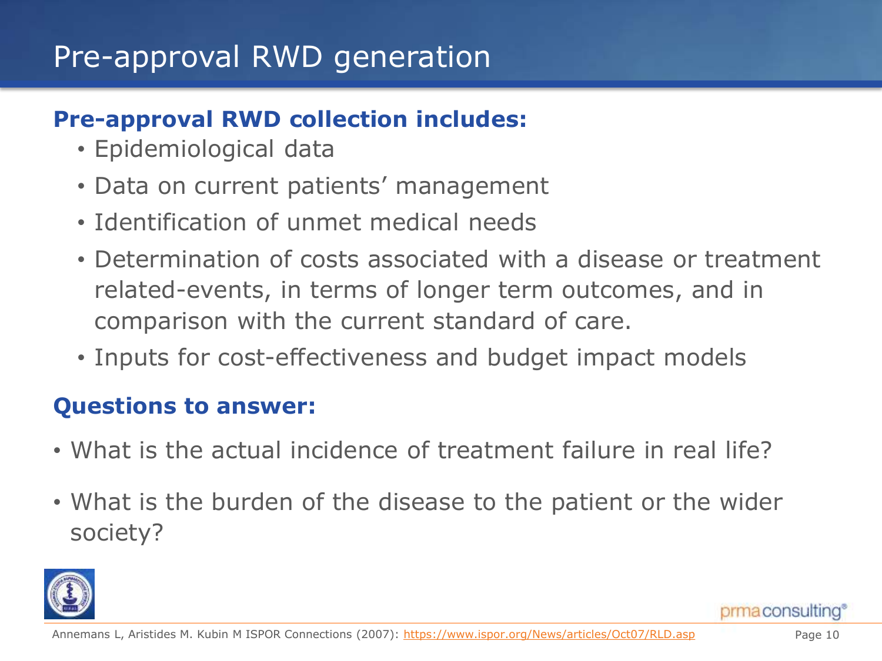# Pre-approval RWD generation

**Pre-approval RWD collection includes:**

- Epidemiological data
- Data on current patients' management
- Identification of unmet medical needs
- Determination of costs associated with a disease or treatment related-events, in terms of longer term outcomes, and in comparison with the current standard of care.
- Inputs for cost-effectiveness and budget impact models

**Questions to answer:**

- What is the actual incidence of treatment failure in real life?
- What is the burden of the disease to the patient or the wider society?

Annemans L, Aristides M. Kubin M ISPOR Connections (2007): https://www.ispor.org/News/articles/Oct07/RLD.asp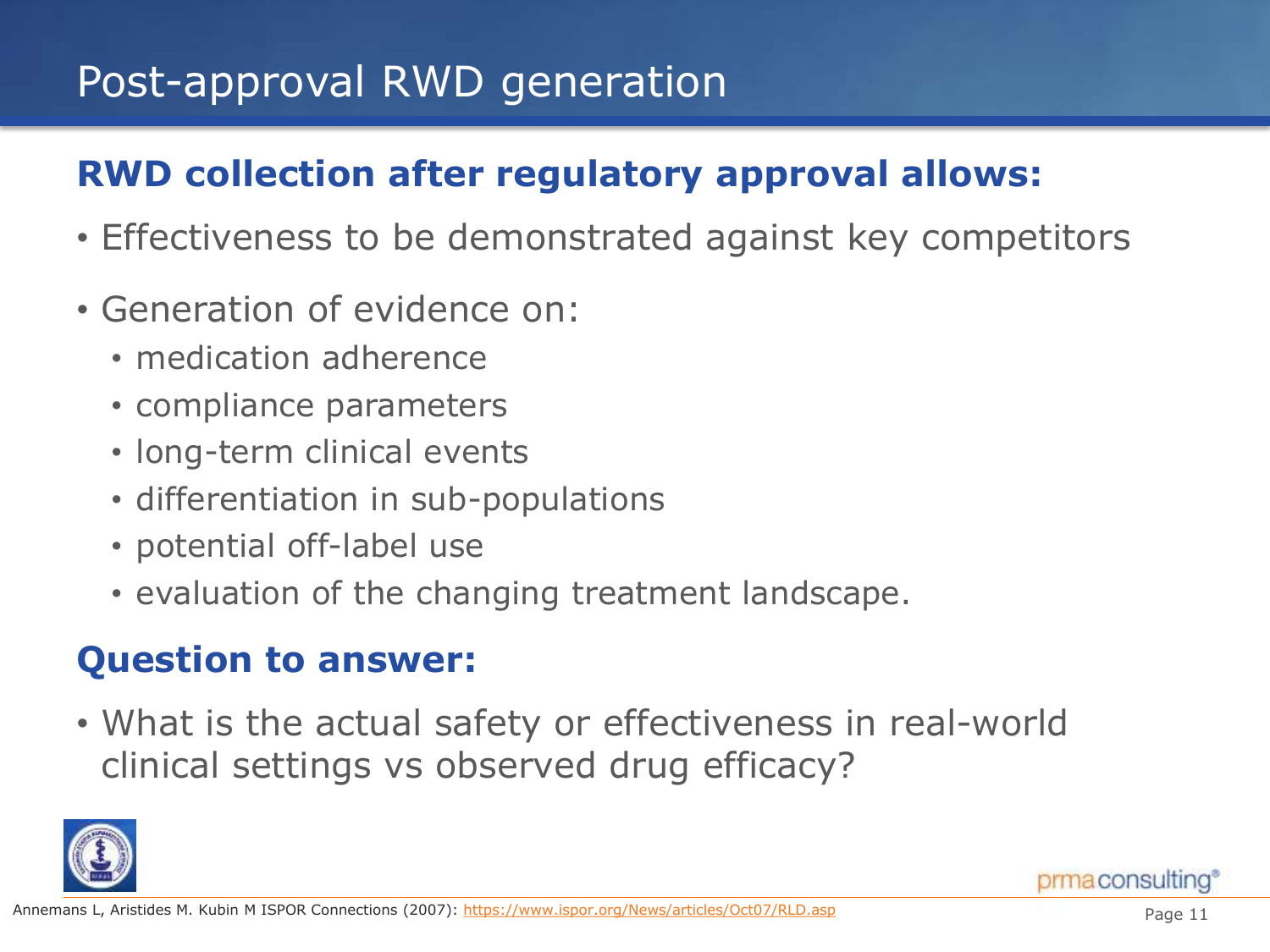# Post-approval RWD generation

## RWD collection after regulatory approval allows:

- Effectiveness to be demonstrated against key competitors
- Generation of evidence on:
  - medication adherence
  - compliance parameters
  - long-term clinical events
  - differentiation in sub-populations
  - potential off-label use
  - evaluation of the changing treatment landscape.

## Question to answer:

- What is the actual safety or effectiveness in real-world clinical settings vs observed drug efficacy?

Annemans L, Aristides M. Kubin M ISPOR Connections (2007): https://www.ispor.org/News/articles/Oct07/RLD.asp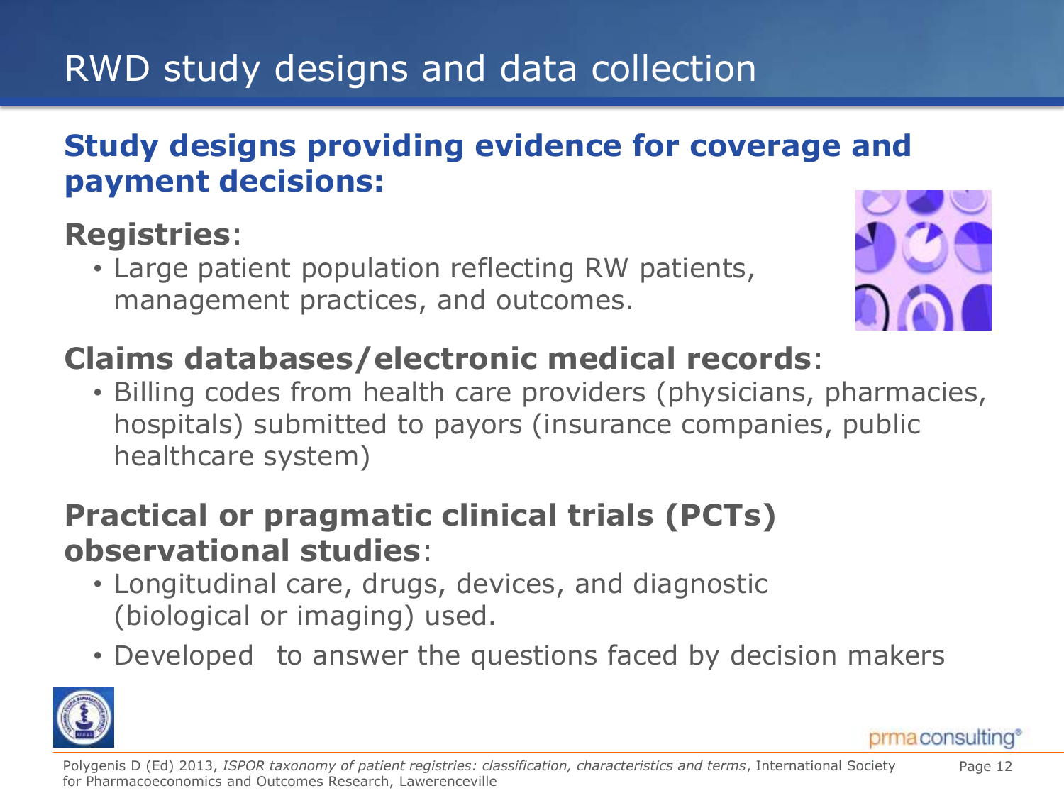# RWD study designs and data collection

## Study designs providing evidence for coverage and payment decisions:

### **Registries**:

- Large patient population reflecting RW patients, management practices, and outcomes.

### **Claims databases/electronic medical records**:

- Billing codes from health care providers (physicians, pharmacies, hospitals) submitted to payors (insurance companies, public healthcare system)

### **Practical or pragmatic clinical trials (PCTs) observational studies**:

- Longitudinal care, drugs, devices, and diagnostic (biological or imaging) used.
- Developed to answer the questions faced by decision makers

Polygenis D (Ed) 2013, *ISPOR taxonomy of patient registries: classification, characteristics and terms*, International Society for Pharmacoeconomics and Outcomes Research, Lawerenceville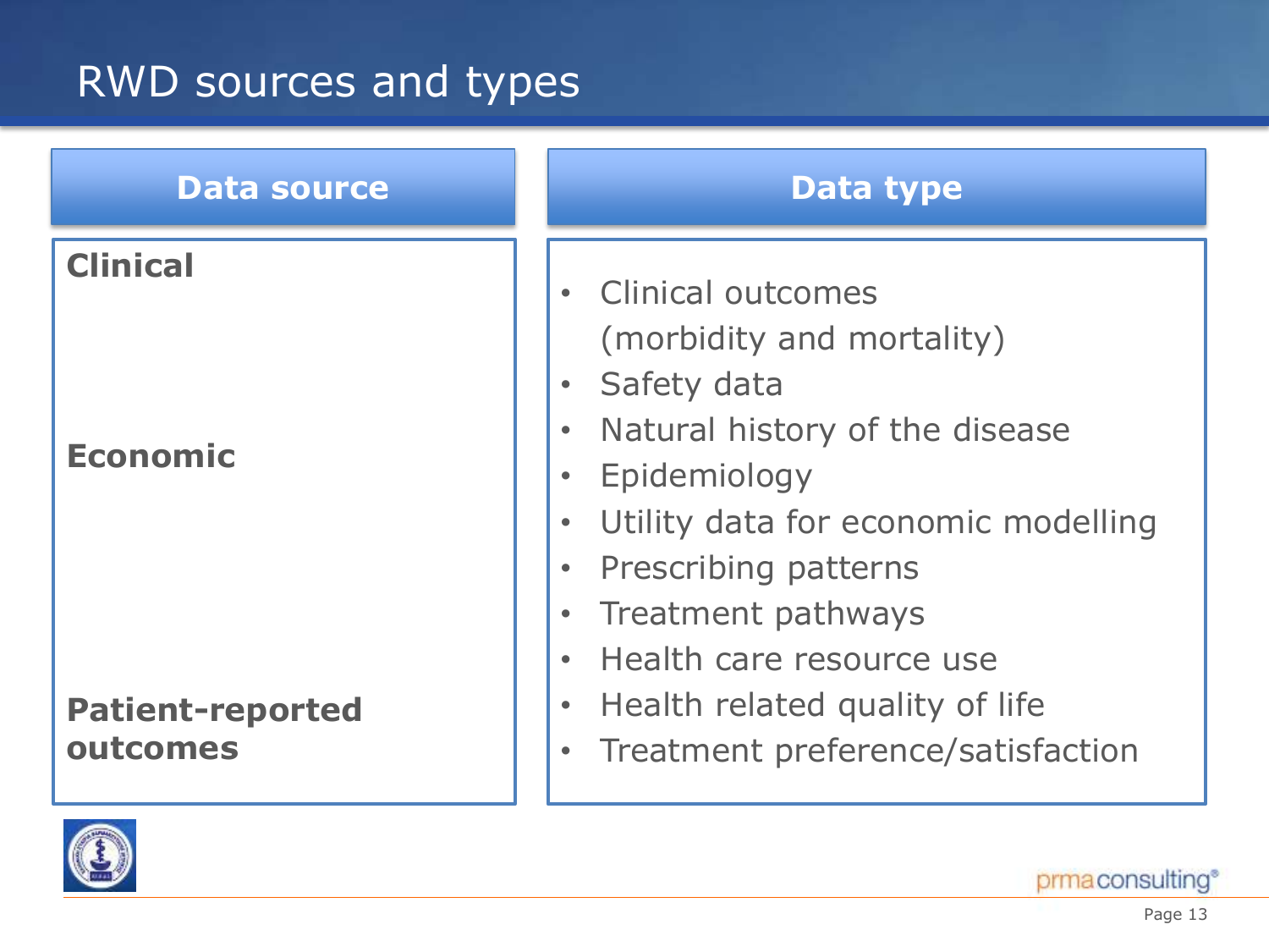# RWD sources and types

| Data source | Data type |
| --- | --- |
| **Clinical**<br>**Economic**<br>**Patient-reported outcomes** | • Clinical outcomes (morbidity and mortality)<br>• Safety data<br>• Natural history of the disease<br>• Epidemiology<br>• Utility data for economic modelling<br>• Prescribing patterns<br>• Treatment pathways<br>• Health care resource use<br>• Health related quality of life<br>• Treatment preference/satisfaction |

prmaconsulting®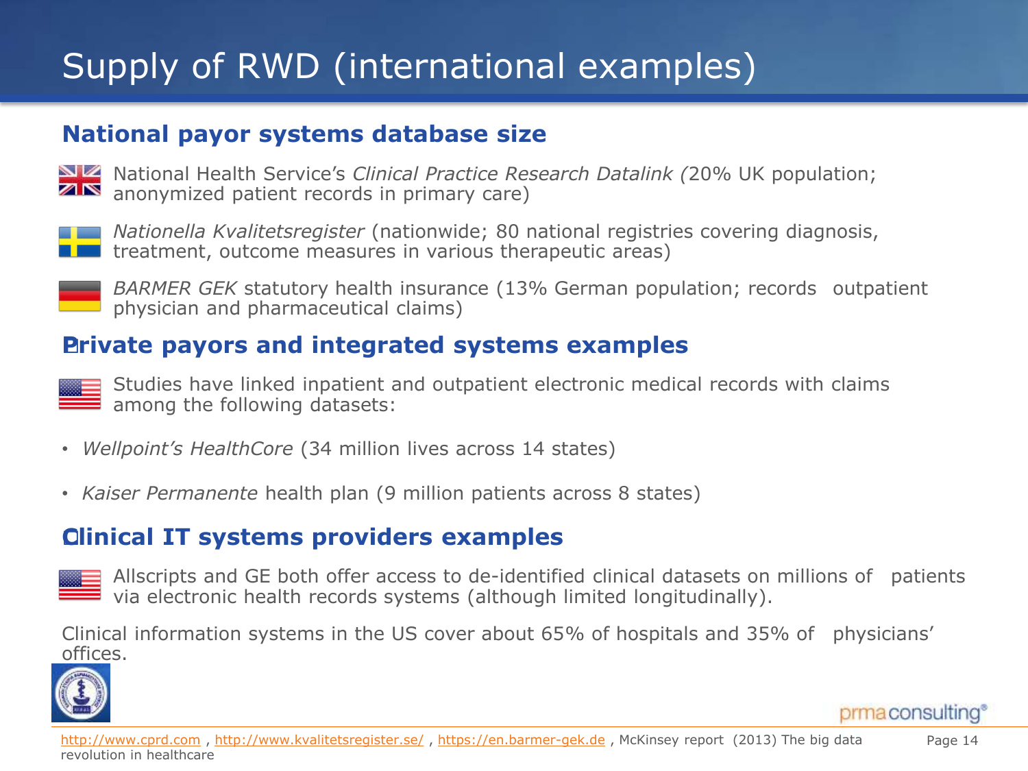# Supply of RWD (international examples)

## National payor systems database size

- National Health Service's *Clinical Practice Research Datalink (*20% UK population; anonymized patient records in primary care)
- *Nationella Kvalitetsregister* (nationwide; 80 national registries covering diagnosis, treatment, outcome measures in various therapeutic areas)
- *BARMER GEK* statutory health insurance (13% German population; records outpatient physician and pharmaceutical claims)

## Private payors and integrated systems examples

Studies have linked inpatient and outpatient electronic medical records with claims among the following datasets:

- *Wellpoint's HealthCore* (34 million lives across 14 states)
- *Kaiser Permanente* health plan (9 million patients across 8 states)

## Clinical IT systems providers examples

Allscripts and GE both offer access to de-identified clinical datasets on millions of patients via electronic health records systems (although limited longitudinally).

Clinical information systems in the US cover about 65% of hospitals and 35% of physicians' offices.

http://www.cprd.com , http://www.kvalitetsregister.se/ , https://en.barmer-gek.de , McKinsey report (2013) The big data revolution in healthcare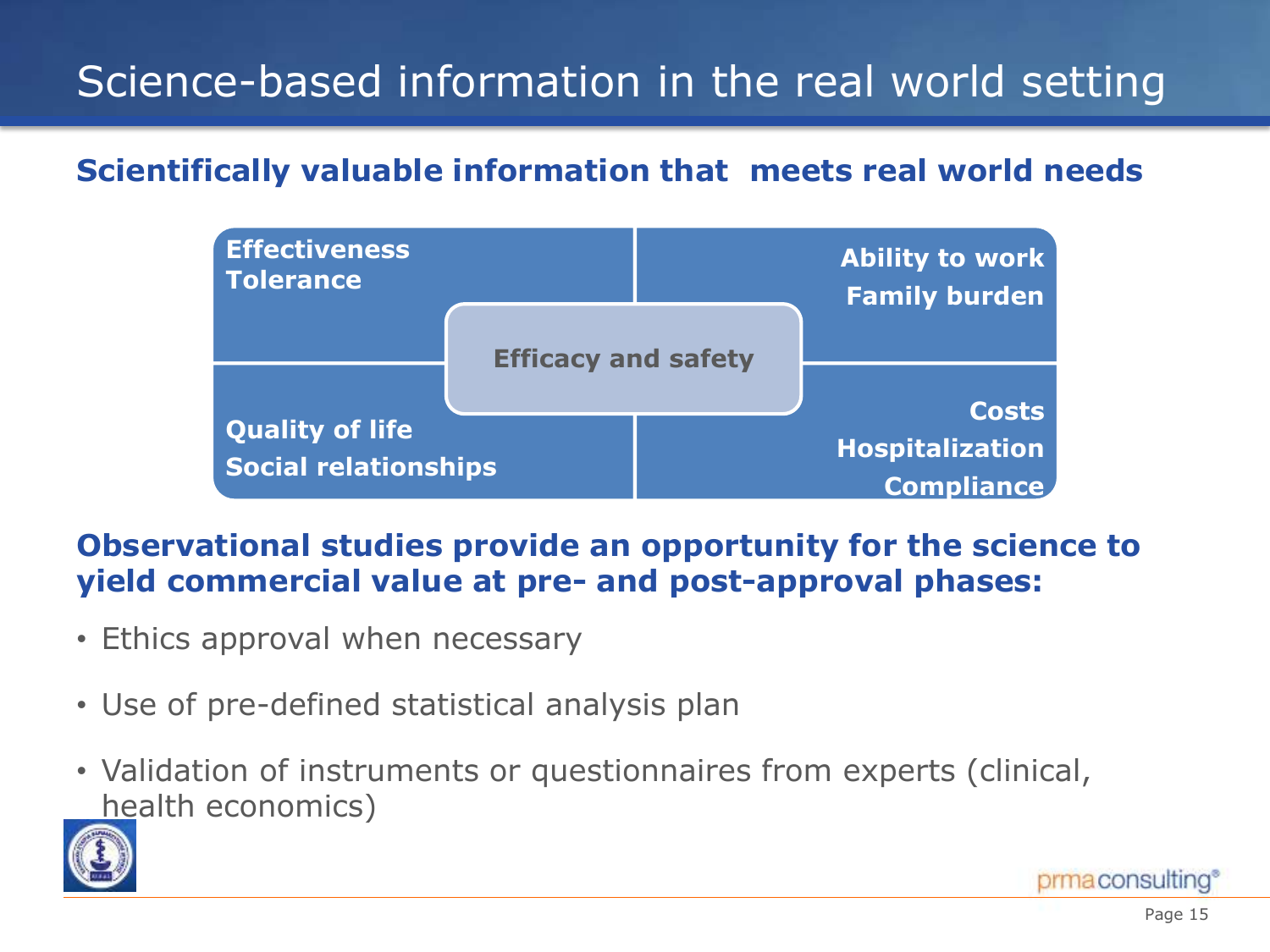# Science-based information in the real world setting

**Scientifically valuable information that meets real world needs**

**Effectiveness**
**Tolerance**

**Ability to work**
**Family burden**

**Efficacy and safety**

**Quality of life**
**Social relationships**

**Costs**
**Hospitalization**
**Compliance**

**Observational studies provide an opportunity for the science to yield commercial value at pre- and post-approval phases:**

- Ethics approval when necessary
- Use of pre-defined statistical analysis plan
- Validation of instruments or questionnaires from experts (clinical, health economics)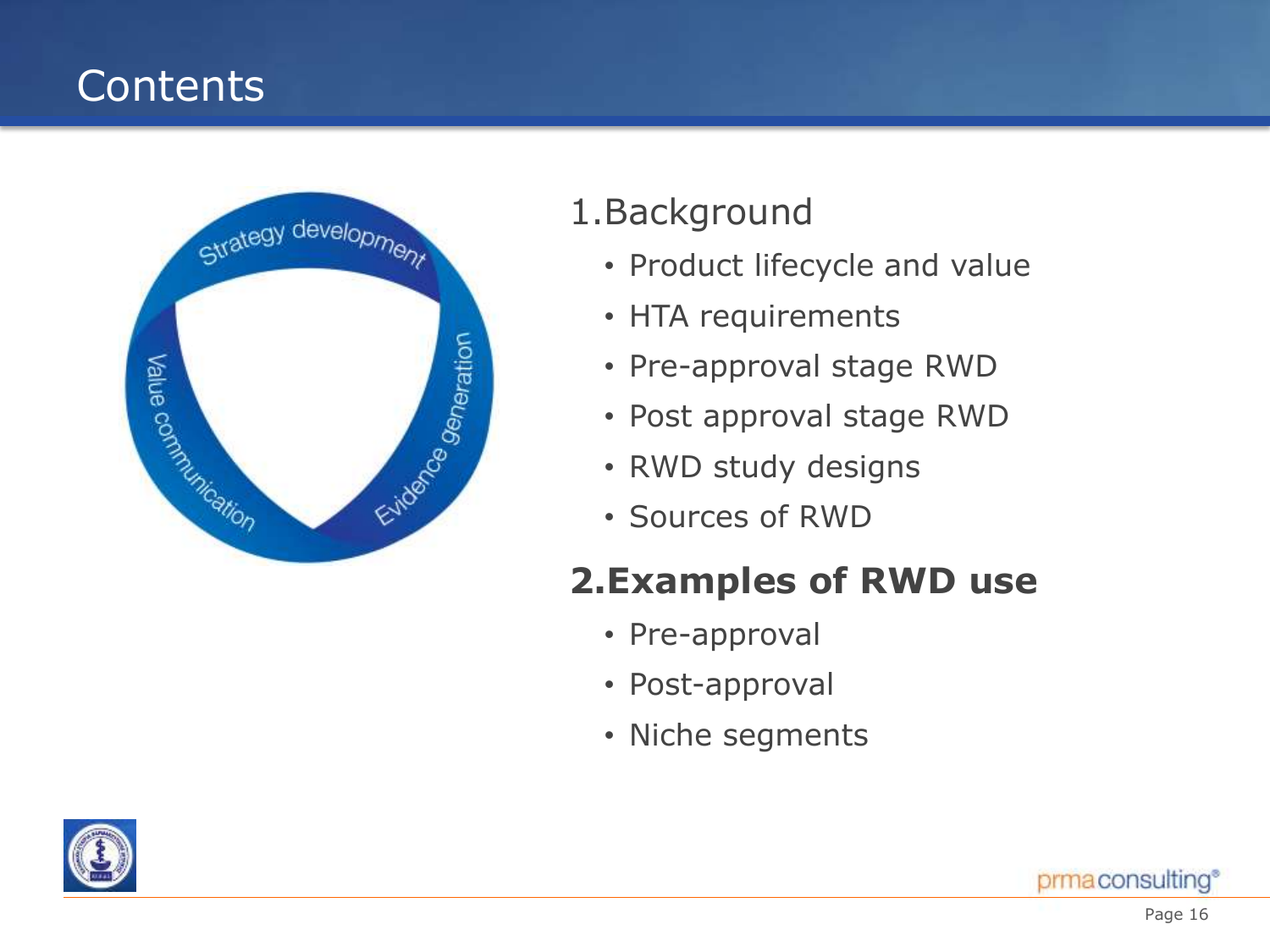# Contents

Strategy development

Evidence generation

Value communication

1. Background
   - Product lifecycle and value
   - HTA requirements
   - Pre-approval stage RWD
   - Post approval stage RWD
   - RWD study designs
   - Sources of RWD

2. **Examples of RWD use**
   - Pre-approval
   - Post-approval
   - Niche segments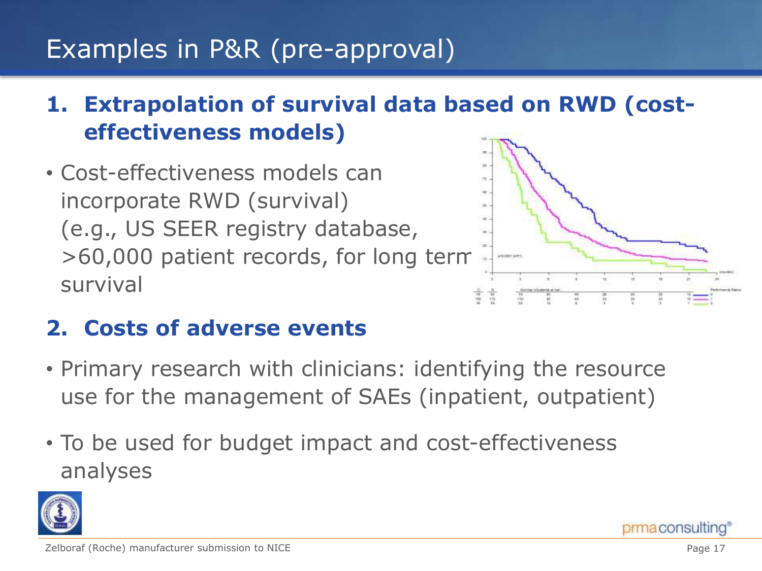# Examples in P&R (pre-approval)

## 1. Extrapolation of survival data based on RWD (cost-effectiveness models)

- Cost-effectiveness models can incorporate RWD (survival) (e.g., US SEER registry database, >60,000 patient records, for long term survival

## 2. Costs of adverse events

- Primary research with clinicians: identifying the resource use for the management of SAEs (inpatient, outpatient)
- To be used for budget impact and cost-effectiveness analyses

Zelboraf (Roche) manufacturer submission to NICE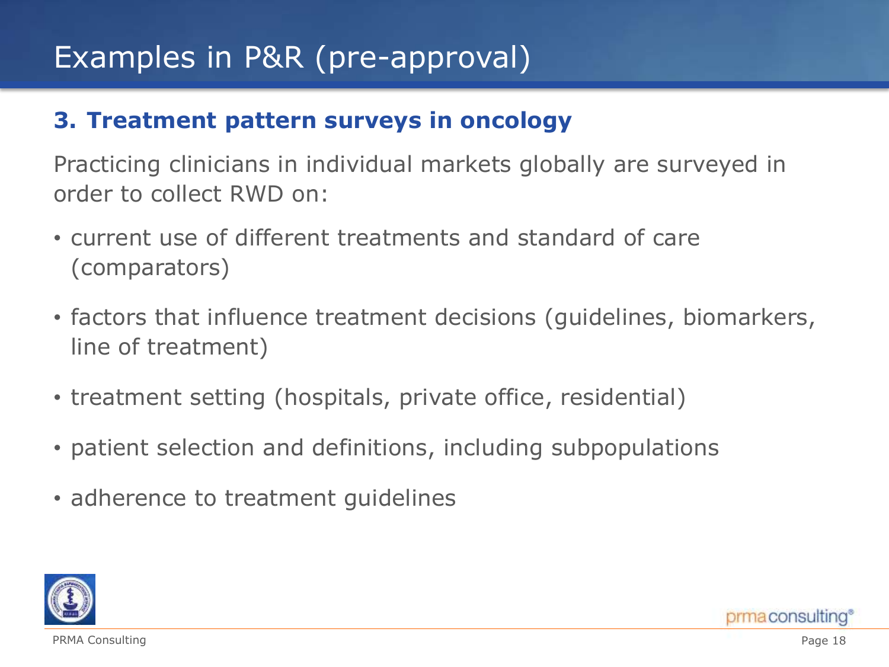# Examples in P&R (pre-approval)

## 3. Treatment pattern surveys in oncology

Practicing clinicians in individual markets globally are surveyed in order to collect RWD on:

- current use of different treatments and standard of care (comparators)
- factors that influence treatment decisions (guidelines, biomarkers, line of treatment)
- treatment setting (hospitals, private office, residential)
- patient selection and definitions, including subpopulations
- adherence to treatment guidelines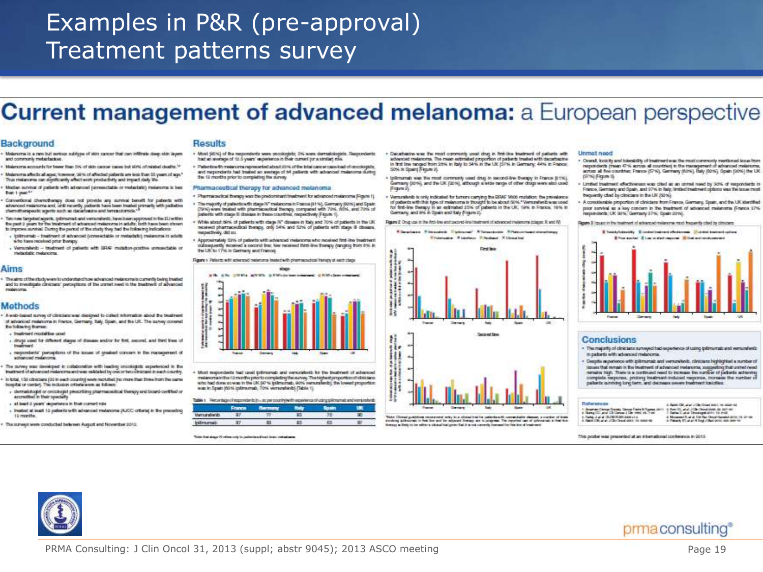# Examples in P&R (pre-approval)
# Treatment patterns survey

## Current management of advanced melanoma: a European perspective

### Background

### Aims

### Methods

### Results

#### Pharmaceutical therapy for advanced melanoma

Figure 1 Patients with advanced melanoma treated with pharmaceutical therapy at each stage

Table 1 Percentage of respondents (n=30 per country) with experience of using ipilimumab and vemurafenib

| | France | Germany | Italy | Spain | UK |
|---|---|---|---|---|---|
| Vemurafenib | 87 | 77 | 93 | 70 | 90 |
| Ipilimumab | 87 | 80 | 83 | 63 | 97 |

Figure 2 Drug use in the first-line and second-line treatment of advanced melanoma (stages III and IV)

#### Unmet need

Figure 3 Issues in the treatment of advanced melanoma most frequently cited by clinicians

### Conclusions

### References

This poster was presented at an international conference in 2013

PRMA Consulting: J Clin Oncol 31, 2013 (suppl; abstr 9045); 2013 ASCO meeting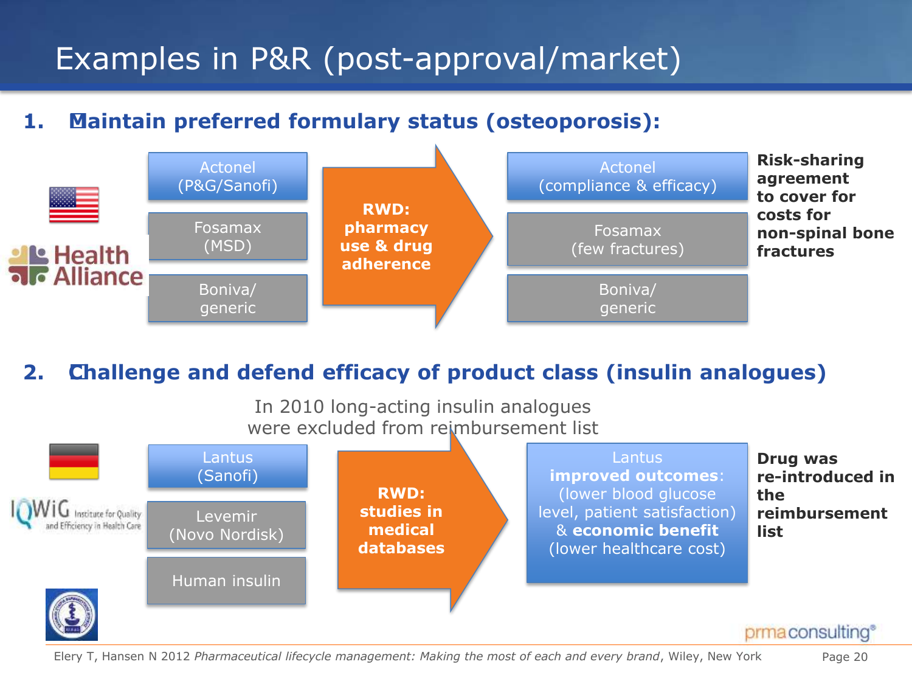# Examples in P&R (post-approval/market)

## 1. Maintain preferred formulary status (osteoporosis):

Health Alliance

- Actonel (P&G/Sanofi)
- Fosamax (MSD)
- Boniva/ generic

**RWD: pharmacy use & drug adherence**

- Actonel (compliance & efficacy)
- Fosamax (few fractures)
- Boniva/ generic

**Risk-sharing agreement to cover for costs for non-spinal bone fractures**

## 2. Challenge and defend efficacy of product class (insulin analogues)

In 2010 long-acting insulin analogues were excluded from reimbursement list

IQWiG Institute for Quality and Efficiency in Health Care

- Lantus (Sanofi)
- Levemir (Novo Nordisk)
- Human insulin

**RWD: studies in medical databases**

Lantus **improved outcomes**: (lower blood glucose level, patient satisfaction) & **economic benefit** (lower healthcare cost)

**Drug was re-introduced in the reimbursement list**

prma consulting

Elery T, Hansen N 2012 *Pharmaceutical lifecycle management: Making the most of each and every brand*, Wiley, New York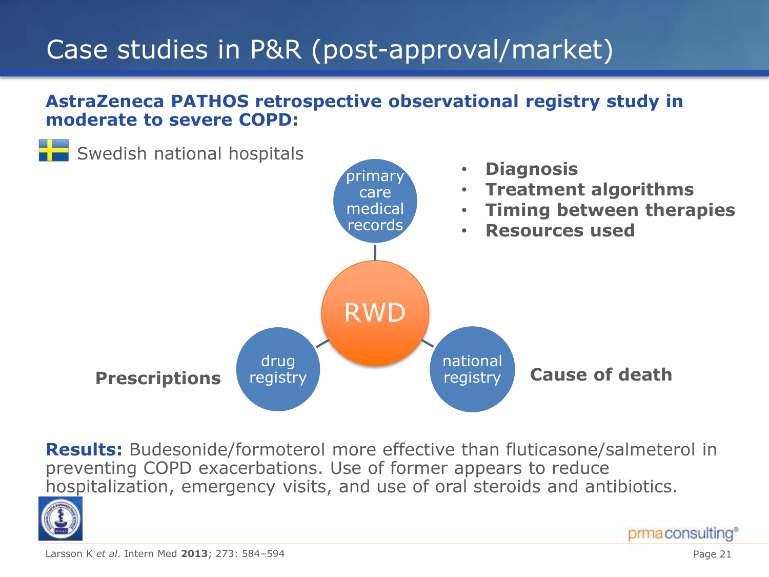# Case studies in P&R (post-approval/market)

**AstraZeneca PATHOS retrospective observational registry study in moderate to severe COPD:**

Swedish national hospitals

RWD

- primary care medical records
  - **Diagnosis**
  - **Treatment algorithms**
  - **Timing between therapies**
  - **Resources used**
- drug registry
  - **Prescriptions**
- national registry
  - **Cause of death**

**Results:** Budesonide/formoterol more effective than fluticasone/salmeterol in preventing COPD exacerbations. Use of former appears to reduce hospitalization, emergency visits, and use of oral steroids and antibiotics.

Larsson K *et al.* Intern Med **2013**; 273: 584–594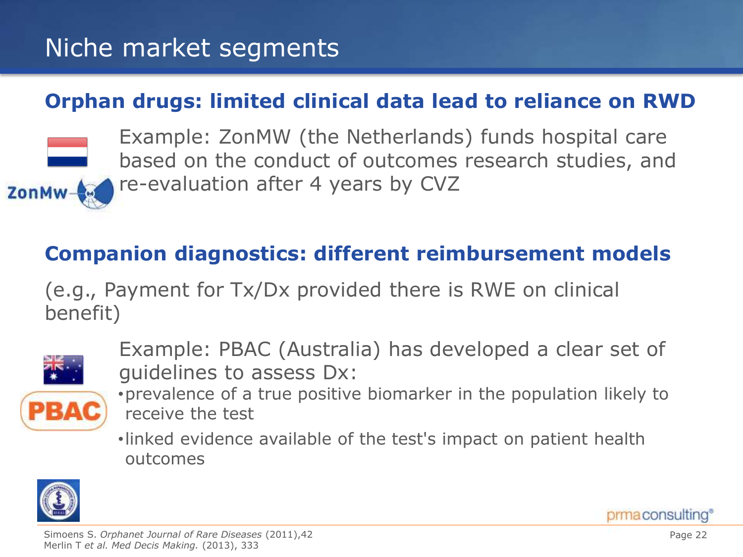# Niche market segments

## Orphan drugs: limited clinical data lead to reliance on RWD

Example: ZonMW (the Netherlands) funds hospital care based on the conduct of outcomes research studies, and re-evaluation after 4 years by CVZ

## Companion diagnostics: different reimbursement models

(e.g., Payment for Tx/Dx provided there is RWE on clinical benefit)

Example: PBAC (Australia) has developed a clear set of guidelines to assess Dx:

- prevalence of a true positive biomarker in the population likely to receive the test
- linked evidence available of the test's impact on patient health outcomes

Simoens S. *Orphanet Journal of Rare Diseases* (2011),42
Merlin T *et al. Med Decis Making.* (2013), 333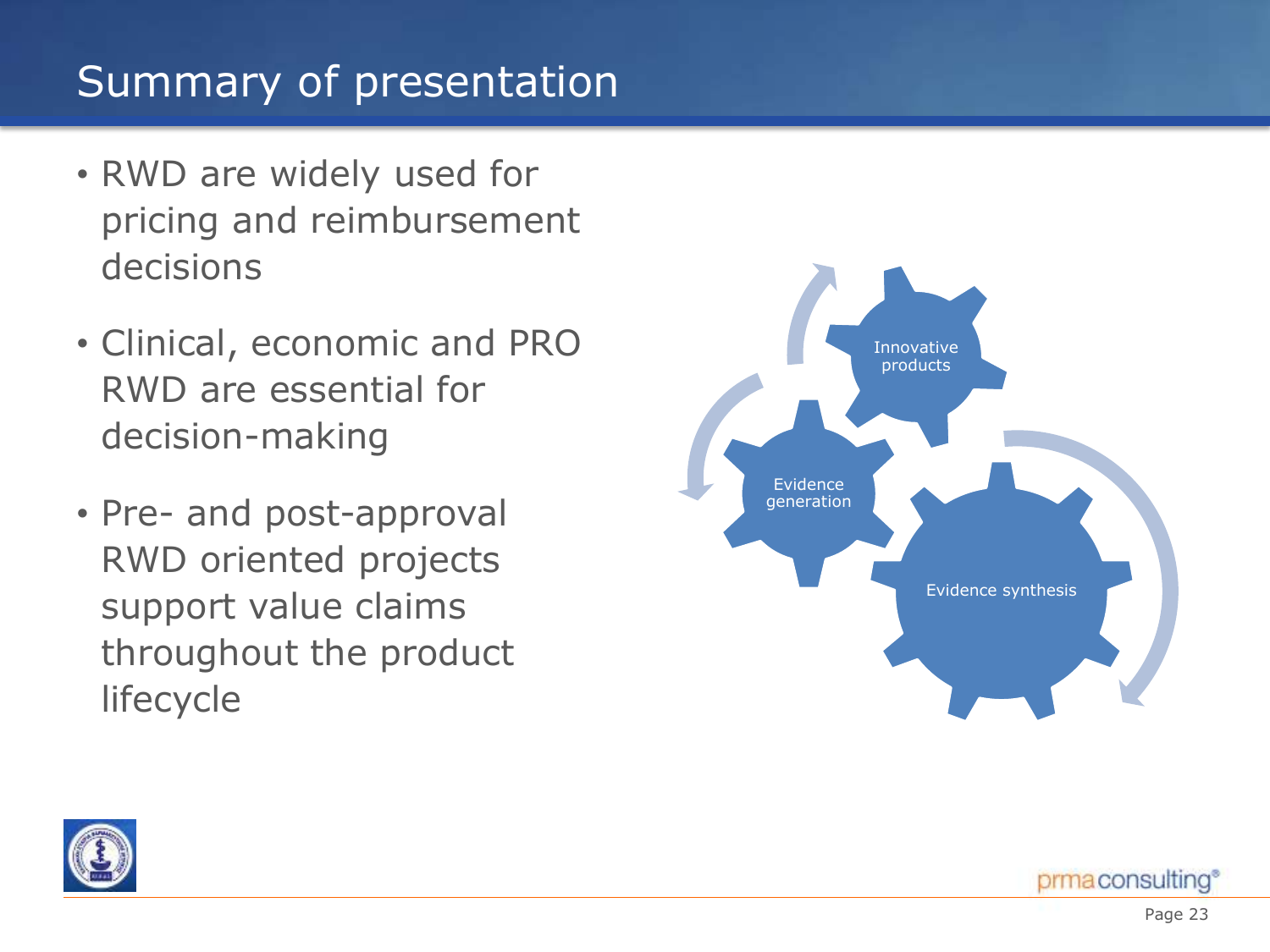# Summary of presentation

- RWD are widely used for pricing and reimbursement decisions
- Clinical, economic and PRO RWD are essential for decision-making
- Pre- and post-approval RWD oriented projects support value claims throughout the product lifecycle

Innovative products

Evidence generation

Evidence synthesis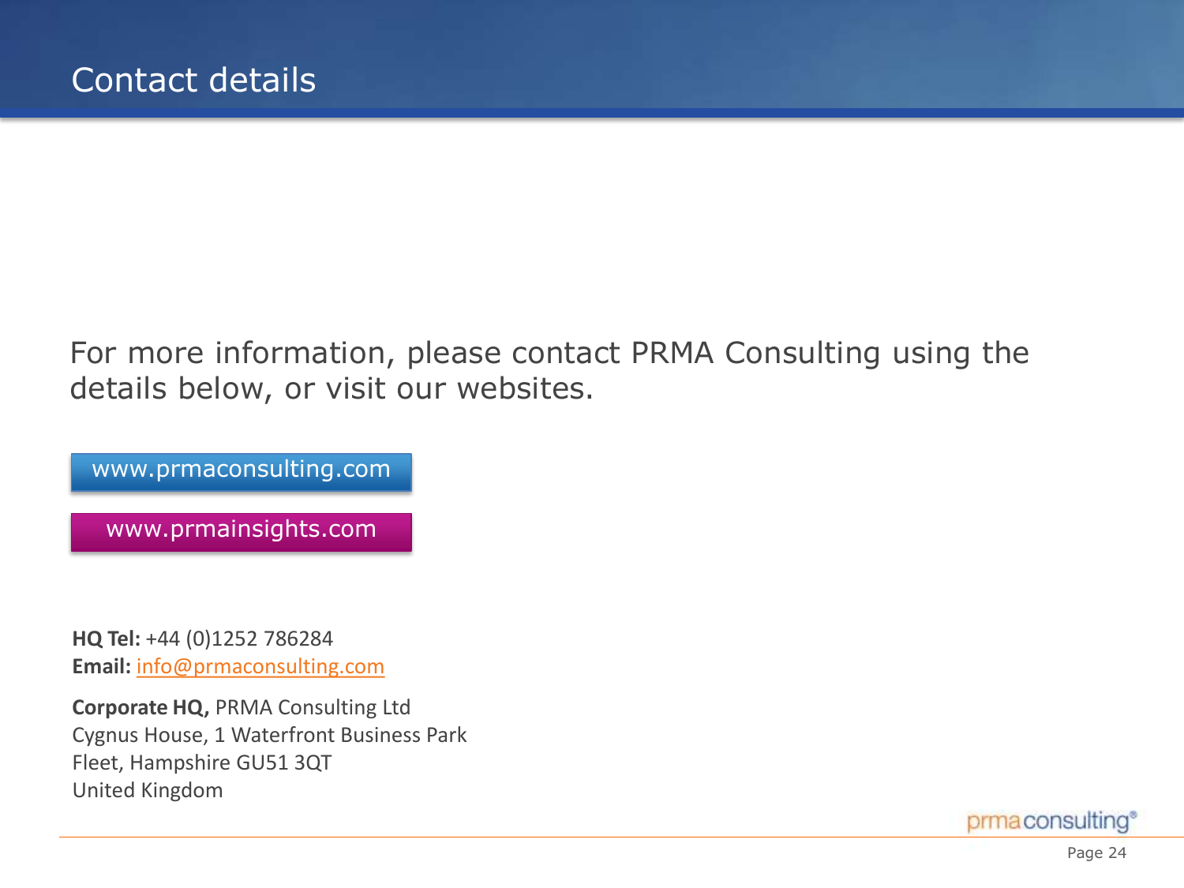# Contact details

For more information, please contact PRMA Consulting using the details below, or visit our websites.

www.prmaconsulting.com

www.prmainsights.com

**HQ Tel:** +44 (0)1252 786284
**Email:** info@prmaconsulting.com

**Corporate HQ,** PRMA Consulting Ltd
Cygnus House, 1 Waterfront Business Park
Fleet, Hampshire GU51 3QT
United Kingdom